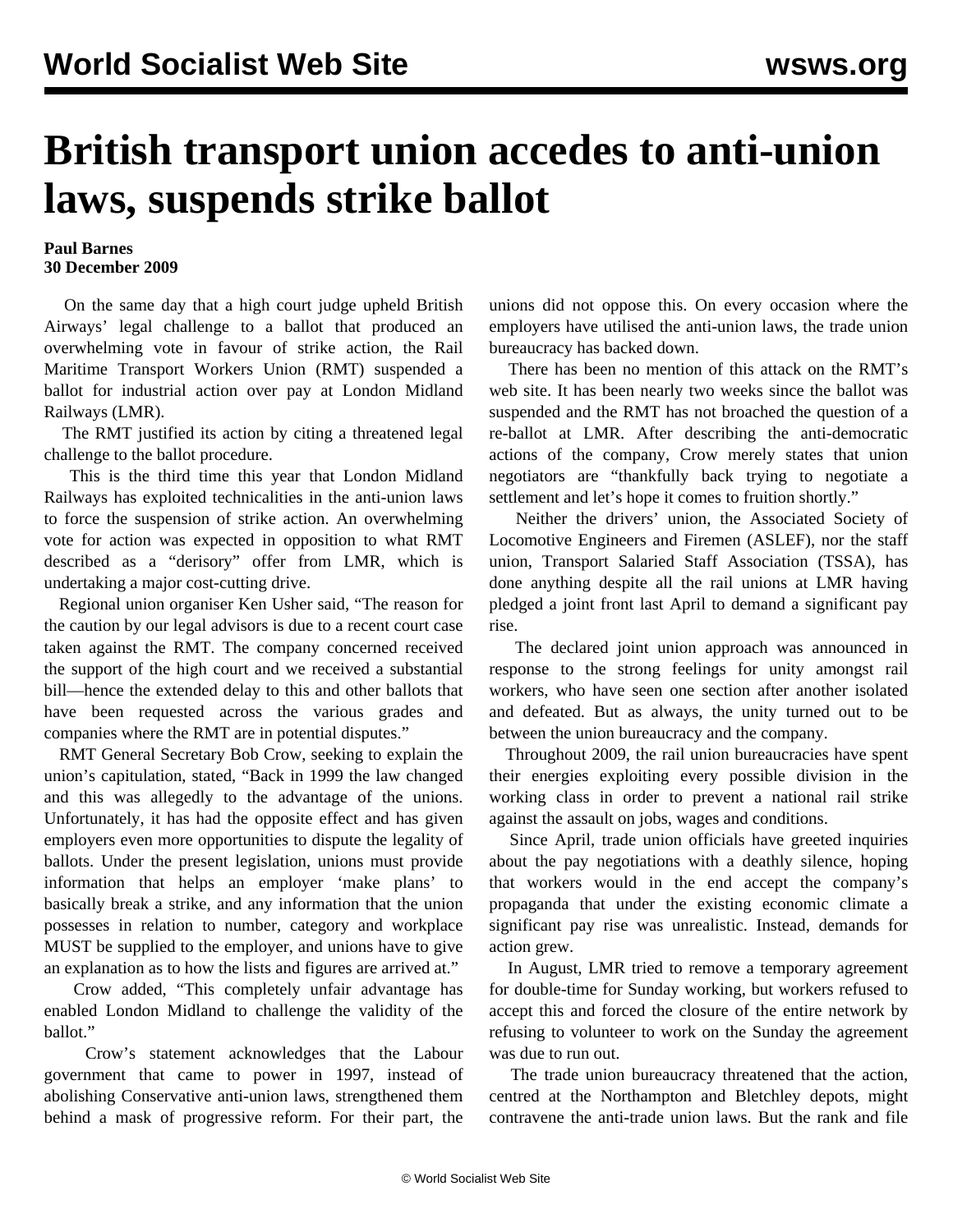# British transport union accedes to anti-union laws, suspends strike ballot

**Paul Barnes**
**30 December 2009**

On the same day that a high court judge upheld British Airways' legal challenge to a ballot that produced an overwhelming vote in favour of strike action, the Rail Maritime Transport Workers Union (RMT) suspended a ballot for industrial action over pay at London Midland Railways (LMR).

The RMT justified its action by citing a threatened legal challenge to the ballot procedure.

This is the third time this year that London Midland Railways has exploited technicalities in the anti-union laws to force the suspension of strike action. An overwhelming vote for action was expected in opposition to what RMT described as a "derisory" offer from LMR, which is undertaking a major cost-cutting drive.

Regional union organiser Ken Usher said, "The reason for the caution by our legal advisors is due to a recent court case taken against the RMT. The company concerned received the support of the high court and we received a substantial bill—hence the extended delay to this and other ballots that have been requested across the various grades and companies where the RMT are in potential disputes."

RMT General Secretary Bob Crow, seeking to explain the union's capitulation, stated, "Back in 1999 the law changed and this was allegedly to the advantage of the unions. Unfortunately, it has had the opposite effect and has given employers even more opportunities to dispute the legality of ballots. Under the present legislation, unions must provide information that helps an employer 'make plans' to basically break a strike, and any information that the union possesses in relation to number, category and workplace MUST be supplied to the employer, and unions have to give an explanation as to how the lists and figures are arrived at."

Crow added, "This completely unfair advantage has enabled London Midland to challenge the validity of the ballot."

Crow's statement acknowledges that the Labour government that came to power in 1997, instead of abolishing Conservative anti-union laws, strengthened them behind a mask of progressive reform. For their part, the unions did not oppose this. On every occasion where the employers have utilised the anti-union laws, the trade union bureaucracy has backed down.

There has been no mention of this attack on the RMT's web site. It has been nearly two weeks since the ballot was suspended and the RMT has not broached the question of a re-ballot at LMR. After describing the anti-democratic actions of the company, Crow merely states that union negotiators are "thankfully back trying to negotiate a settlement and let's hope it comes to fruition shortly."

Neither the drivers' union, the Associated Society of Locomotive Engineers and Firemen (ASLEF), nor the staff union, Transport Salaried Staff Association (TSSA), has done anything despite all the rail unions at LMR having pledged a joint front last April to demand a significant pay rise.

The declared joint union approach was announced in response to the strong feelings for unity amongst rail workers, who have seen one section after another isolated and defeated. But as always, the unity turned out to be between the union bureaucracy and the company.

Throughout 2009, the rail union bureaucracies have spent their energies exploiting every possible division in the working class in order to prevent a national rail strike against the assault on jobs, wages and conditions.

Since April, trade union officials have greeted inquiries about the pay negotiations with a deathly silence, hoping that workers would in the end accept the company's propaganda that under the existing economic climate a significant pay rise was unrealistic. Instead, demands for action grew.

In August, LMR tried to remove a temporary agreement for double-time for Sunday working, but workers refused to accept this and forced the closure of the entire network by refusing to volunteer to work on the Sunday the agreement was due to run out.

The trade union bureaucracy threatened that the action, centred at the Northampton and Bletchley depots, might contravene the anti-trade union laws. But the rank and file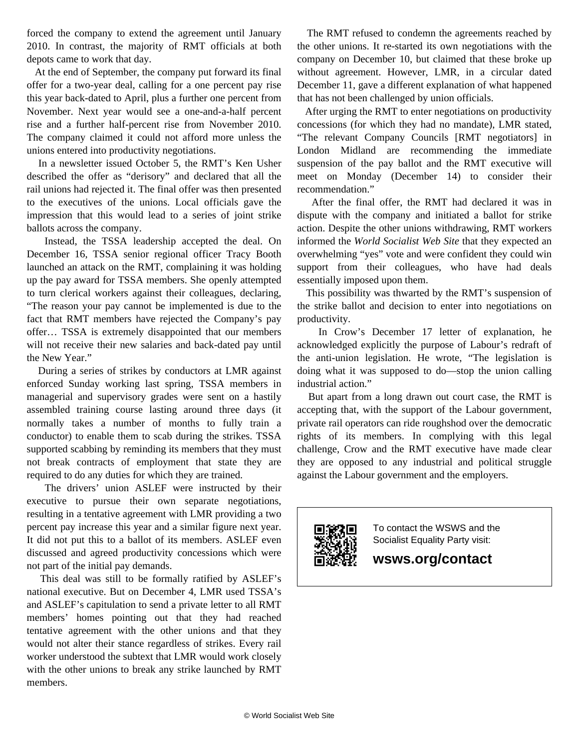forced the company to extend the agreement until January 2010. In contrast, the majority of RMT officials at both depots came to work that day.

At the end of September, the company put forward its final offer for a two-year deal, calling for a one percent pay rise this year back-dated to April, plus a further one percent from November. Next year would see a one-and-a-half percent rise and a further half-percent rise from November 2010. The company claimed it could not afford more unless the unions entered into productivity negotiations.

In a newsletter issued October 5, the RMT's Ken Usher described the offer as "derisory" and declared that all the rail unions had rejected it. The final offer was then presented to the executives of the unions. Local officials gave the impression that this would lead to a series of joint strike ballots across the company.

Instead, the TSSA leadership accepted the deal. On December 16, TSSA senior regional officer Tracy Booth launched an attack on the RMT, complaining it was holding up the pay award for TSSA members. She openly attempted to turn clerical workers against their colleagues, declaring, "The reason your pay cannot be implemented is due to the fact that RMT members have rejected the Company's pay offer… TSSA is extremely disappointed that our members will not receive their new salaries and back-dated pay until the New Year."

During a series of strikes by conductors at LMR against enforced Sunday working last spring, TSSA members in managerial and supervisory grades were sent on a hastily assembled training course lasting around three days (it normally takes a number of months to fully train a conductor) to enable them to scab during the strikes. TSSA supported scabbing by reminding its members that they must not break contracts of employment that state they are required to do any duties for which they are trained.

The drivers' union ASLEF were instructed by their executive to pursue their own separate negotiations, resulting in a tentative agreement with LMR providing a two percent pay increase this year and a similar figure next year. It did not put this to a ballot of its members. ASLEF even discussed and agreed productivity concessions which were not part of the initial pay demands.

This deal was still to be formally ratified by ASLEF's national executive. But on December 4, LMR used TSSA's and ASLEF's capitulation to send a private letter to all RMT members' homes pointing out that they had reached tentative agreement with the other unions and that they would not alter their stance regardless of strikes. Every rail worker understood the subtext that LMR would work closely with the other unions to break any strike launched by RMT members.

The RMT refused to condemn the agreements reached by the other unions. It re-started its own negotiations with the company on December 10, but claimed that these broke up without agreement. However, LMR, in a circular dated December 11, gave a different explanation of what happened that has not been challenged by union officials.

After urging the RMT to enter negotiations on productivity concessions (for which they had no mandate), LMR stated, "The relevant Company Councils [RMT negotiators] in London Midland are recommending the immediate suspension of the pay ballot and the RMT executive will meet on Monday (December 14) to consider their recommendation."

After the final offer, the RMT had declared it was in dispute with the company and initiated a ballot for strike action. Despite the other unions withdrawing, RMT workers informed the *World Socialist Web Site* that they expected an overwhelming "yes" vote and were confident they could win support from their colleagues, who have had deals essentially imposed upon them.

This possibility was thwarted by the RMT's suspension of the strike ballot and decision to enter into negotiations on productivity.

In Crow's December 17 letter of explanation, he acknowledged explicitly the purpose of Labour's redraft of the anti-union legislation. He wrote, "The legislation is doing what it was supposed to do—stop the union calling industrial action."

But apart from a long drawn out court case, the RMT is accepting that, with the support of the Labour government, private rail operators can ride roughshod over the democratic rights of its members. In complying with this legal challenge, Crow and the RMT executive have made clear they are opposed to any industrial and political struggle against the Labour government and the employers.

To contact the WSWS and the Socialist Equality Party visit:

**wsws.org/contact**